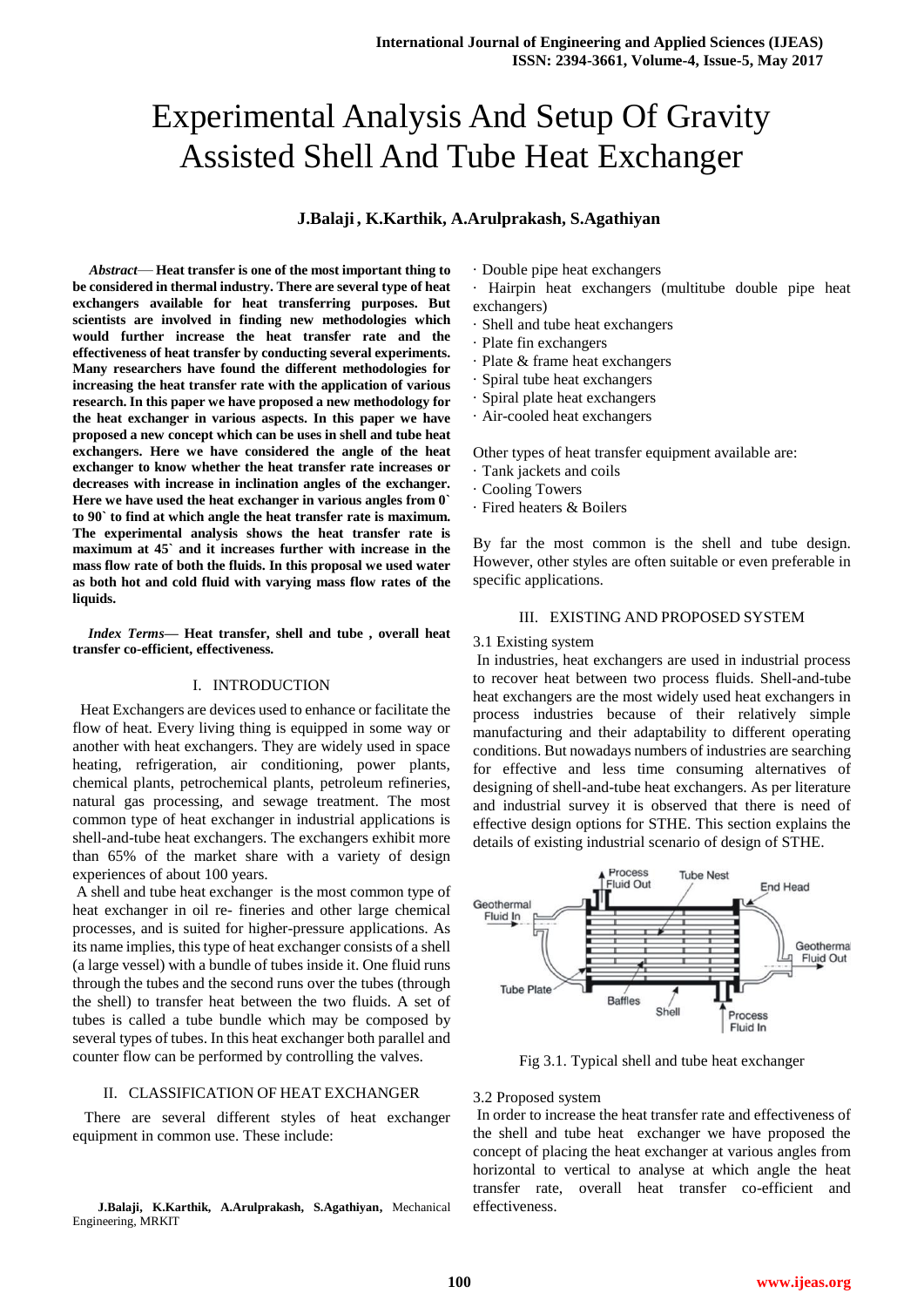# Experimental Analysis And Setup Of Gravity Assisted Shell And Tube Heat Exchanger

**J.Balaji, K.Karthik, A.Arulprakash, S.Agathiyan**

***Abstract*— Heat transfer is one of the most important thing to be considered in thermal industry. There are several type of heat exchangers available for heat transferring purposes. But scientists are involved in finding new methodologies which would further increase the heat transfer rate and the effectiveness of heat transfer by conducting several experiments. Many researchers have found the different methodologies for increasing the heat transfer rate with the application of various research. In this paper we have proposed a new methodology for the heat exchanger in various aspects. In this paper we have proposed a new concept which can be uses in shell and tube heat exchangers. Here we have considered the angle of the heat exchanger to know whether the heat transfer rate increases or decreases with increase in inclination angles of the exchanger. Here we have used the heat exchanger in various angles from 0` to 90` to find at which angle the heat transfer rate is maximum. The experimental analysis shows the heat transfer rate is maximum at 45` and it increases further with increase in the mass flow rate of both the fluids. In this proposal we used water as both hot and cold fluid with varying mass flow rates of the liquids.**

***Index Terms*— Heat transfer, shell and tube , overall heat transfer co-efficient, effectiveness.**

## I. INTRODUCTION

Heat Exchangers are devices used to enhance or facilitate the flow of heat. Every living thing is equipped in some way or another with heat exchangers. They are widely used in space heating, refrigeration, air conditioning, power plants, chemical plants, petrochemical plants, petroleum refineries, natural gas processing, and sewage treatment. The most common type of heat exchanger in industrial applications is shell-and-tube heat exchangers. The exchangers exhibit more than 65% of the market share with a variety of design experiences of about 100 years.

A shell and tube heat exchanger is the most common type of heat exchanger in oil re- fineries and other large chemical processes, and is suited for higher-pressure applications. As its name implies, this type of heat exchanger consists of a shell (a large vessel) with a bundle of tubes inside it. One fluid runs through the tubes and the second runs over the tubes (through the shell) to transfer heat between the two fluids. A set of tubes is called a tube bundle which may be composed by several types of tubes. In this heat exchanger both parallel and counter flow can be performed by controlling the valves.

## II. CLASSIFICATION OF HEAT EXCHANGER

There are several different styles of heat exchanger equipment in common use. These include:

- Double pipe heat exchangers
- Hairpin heat exchangers (multitube double pipe heat exchangers)
- Shell and tube heat exchangers
- Plate fin exchangers
- Plate & frame heat exchangers
- Spiral tube heat exchangers
- Spiral plate heat exchangers
- Air-cooled heat exchangers

Other types of heat transfer equipment available are:

- Tank jackets and coils
- Cooling Towers
- Fired heaters & Boilers

By far the most common is the shell and tube design. However, other styles are often suitable or even preferable in specific applications.

## III. EXISTING AND PROPOSED SYSTEM

### 3.1 Existing system

In industries, heat exchangers are used in industrial process to recover heat between two process fluids. Shell-and-tube heat exchangers are the most widely used heat exchangers in process industries because of their relatively simple manufacturing and their adaptability to different operating conditions. But nowadays numbers of industries are searching for effective and less time consuming alternatives of designing of shell-and-tube heat exchangers. As per literature and industrial survey it is observed that there is need of effective design options for STHE. This section explains the details of existing industrial scenario of design of STHE.

Fig 3.1. Typical shell and tube heat exchanger

### 3.2 Proposed system

In order to increase the heat transfer rate and effectiveness of the shell and tube heat exchanger we have proposed the concept of placing the heat exchanger at various angles from horizontal to vertical to analyse at which angle the heat transfer rate, overall heat transfer co-efficient and effectiveness.

**J.Balaji, K.Karthik, A.Arulprakash, S.Agathiyan,** Mechanical Engineering, MRKIT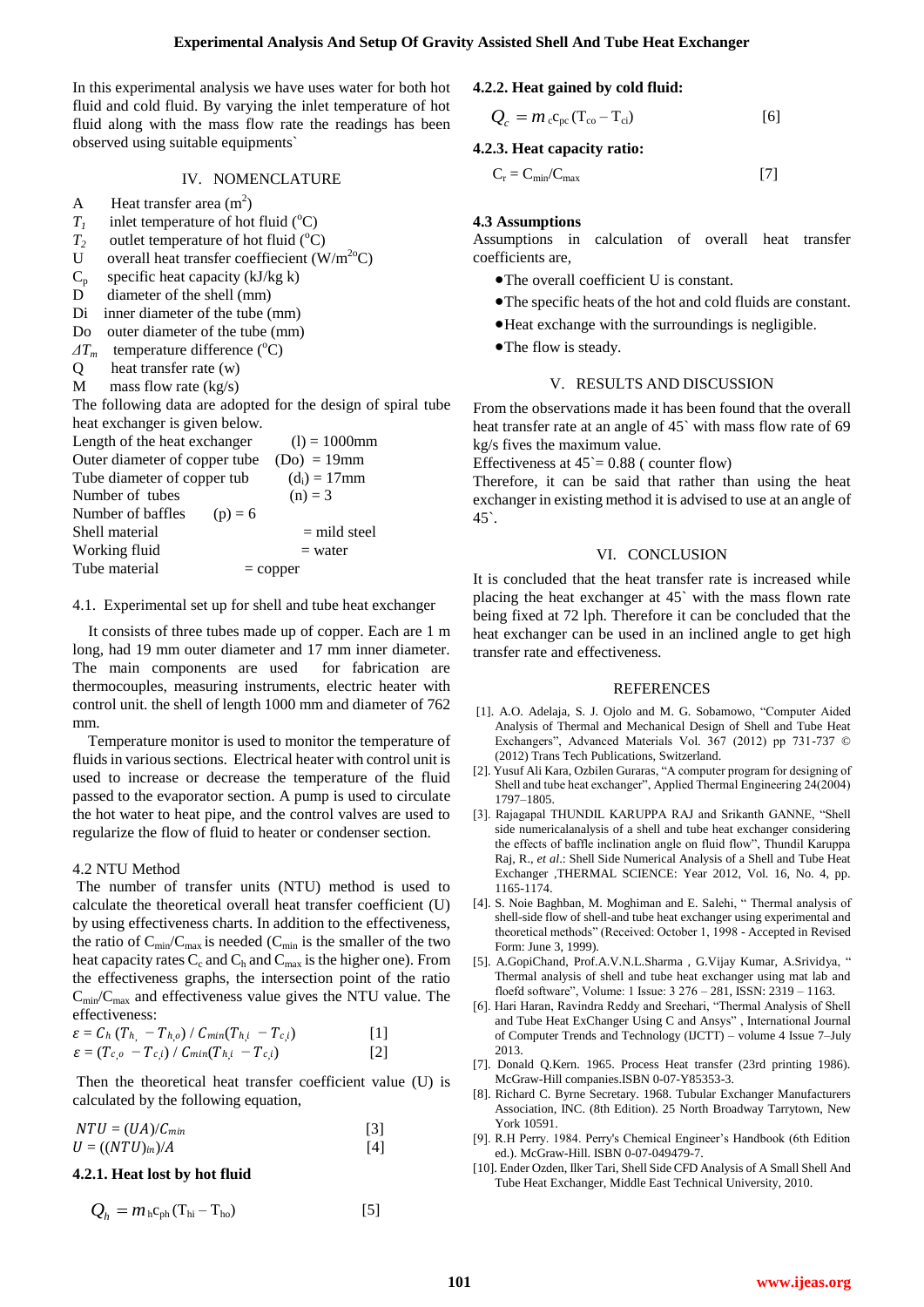In this experimental analysis we have uses water for both hot fluid and cold fluid. By varying the inlet temperature of hot fluid along with the mass flow rate the readings has been observed using suitable equipments`

## IV. NOMENCLATURE

A Heat transfer area ($m^2$)
$T_1$ inlet temperature of hot fluid ($^oC$)
$T_2$ outlet temperature of hot fluid ($^oC$)
U overall heat transfer coeffiecient ($W/m^{2o}C$)
$C_p$ specific heat capacity (kJ/kg k)
D diameter of the shell (mm)
Di inner diameter of the tube (mm)
Do outer diameter of the tube (mm)
$\Delta T_m$ temperature difference ($^oC$)
Q heat transfer rate (w)
M mass flow rate (kg/s)

The following data are adopted for the design of spiral tube heat exchanger is given below.

| | |
|---|---|
| Length of the heat exchanger | (l) = 1000mm |
| Outer diameter of copper tube | (Do) = 19mm |
| Tube diameter of copper tub | ($d_i$) = 17mm |
| Number of tubes | (n) = 3 |
| Number of baffles | (p) = 6 |
| Shell material | = mild steel |
| Working fluid | = water |
| Tube material | = copper |

4.1. Experimental set up for shell and tube heat exchanger

It consists of three tubes made up of copper. Each are 1 m long, had 19 mm outer diameter and 17 mm inner diameter. The main components are used for fabrication are thermocouples, measuring instruments, electric heater with control unit. the shell of length 1000 mm and diameter of 762 mm.

Temperature monitor is used to monitor the temperature of fluids in various sections. Electrical heater with control unit is used to increase or decrease the temperature of the fluid passed to the evaporator section. A pump is used to circulate the hot water to heat pipe, and the control valves are used to regularize the flow of fluid to heater or condenser section.

4.2 NTU Method

The number of transfer units (NTU) method is used to calculate the theoretical overall heat transfer coefficient (U) by using effectiveness charts. In addition to the effectiveness, the ratio of $C_{min}/C_{max}$ is needed ($C_{min}$ is the smaller of the two heat capacity rates $C_c$ and $C_h$ and $C_{max}$ is the higher one). From the effectiveness graphs, the intersection point of the ratio $C_{min}/C_{max}$ and effectiveness value gives the NTU value. The effectiveness:

$$\varepsilon = C_h\,(T_{h,} - T_{h,o}) \,/\, C_{min}(T_{h,i} - T_{c,i}) \qquad [1]$$

$$\varepsilon = (T_{c,o} - T_{c,i}) \,/\, C_{min}(T_{h,i} - T_{c,i}) \qquad [2]$$

Then the theoretical heat transfer coefficient value (U) is calculated by the following equation,

$$NTU = (UA)/C_{min} \qquad [3]$$

$$U = ((NTU)_{in})/A \qquad [4]$$

### 4.2.1. Heat lost by hot fluid

$$Q_h = m_h c_{ph} (T_{hi} - T_{ho}) \qquad [5]$$

### 4.2.2. Heat gained by cold fluid:

$$Q_c = m_c c_{pc} (T_{co} - T_{ci}) \qquad [6]$$

### 4.2.3. Heat capacity ratio:

$$C_r = C_{min}/C_{max} \qquad [7]$$

### 4.3 Assumptions

Assumptions in calculation of overall heat transfer coefficients are,

- The overall coefficient U is constant.
- The specific heats of the hot and cold fluids are constant.
- Heat exchange with the surroundings is negligible.
- The flow is steady.

## V. RESULTS AND DISCUSSION

From the observations made it has been found that the overall heat transfer rate at an angle of 45` with mass flow rate of 69 kg/s fives the maximum value.

Effectiveness at 45`= 0.88 ( counter flow)

Therefore, it can be said that rather than using the heat exchanger in existing method it is advised to use at an angle of 45`.

## VI. CONCLUSION

It is concluded that the heat transfer rate is increased while placing the heat exchanger at 45` with the mass flown rate being fixed at 72 lph. Therefore it can be concluded that the heat exchanger can be used in an inclined angle to get high transfer rate and effectiveness.

## REFERENCES

[1]. A.O. Adelaja, S. J. Ojolo and M. G. Sobamowo, "Computer Aided Analysis of Thermal and Mechanical Design of Shell and Tube Heat Exchangers", Advanced Materials Vol. 367 (2012) pp 731-737 © (2012) Trans Tech Publications, Switzerland.

[2]. Yusuf Ali Kara, Ozbilen Guraras, "A computer program for designing of Shell and tube heat exchanger", Applied Thermal Engineering 24(2004) 1797–1805.

[3]. Rajagapal THUNDIL KARUPPA RAJ and Srikanth GANNE, "Shell side numericalanalysis of a shell and tube heat exchanger considering the effects of baffle inclination angle on fluid flow", Thundil Karuppa Raj, R., *et al*.: Shell Side Numerical Analysis of a Shell and Tube Heat Exchanger ,THERMAL SCIENCE: Year 2012, Vol. 16, No. 4, pp. 1165-1174.

[4]. S. Noie Baghban, M. Moghiman and E. Salehi, " Thermal analysis of shell-side flow of shell-and tube heat exchanger using experimental and theoretical methods" (Received: October 1, 1998 - Accepted in Revised Form: June 3, 1999).

[5]. A.GopiChand, Prof.A.V.N.L.Sharma , G.Vijay Kumar, A.Srividya, " Thermal analysis of shell and tube heat exchanger using mat lab and floefd software", Volume: 1 Issue: 3 276 – 281, ISSN: 2319 – 1163.

[6]. Hari Haran, Ravindra Reddy and Sreehari, "Thermal Analysis of Shell and Tube Heat ExChanger Using C and Ansys" , International Journal of Computer Trends and Technology (IJCTT) – volume 4 Issue 7–July 2013.

[7]. Donald Q.Kern. 1965. Process Heat transfer (23rd printing 1986). McGraw-Hill companies.ISBN 0-07-Y85353-3.

[8]. Richard C. Byrne Secretary. 1968. Tubular Exchanger Manufacturers Association, INC. (8th Edition). 25 North Broadway Tarrytown, New York 10591.

[9]. R.H Perry. 1984. Perry's Chemical Engineer's Handbook (6th Edition ed.). McGraw-Hill. ISBN 0-07-049479-7.

[10]. Ender Ozden, Ilker Tari, Shell Side CFD Analysis of A Small Shell And Tube Heat Exchanger, Middle East Technical University, 2010.